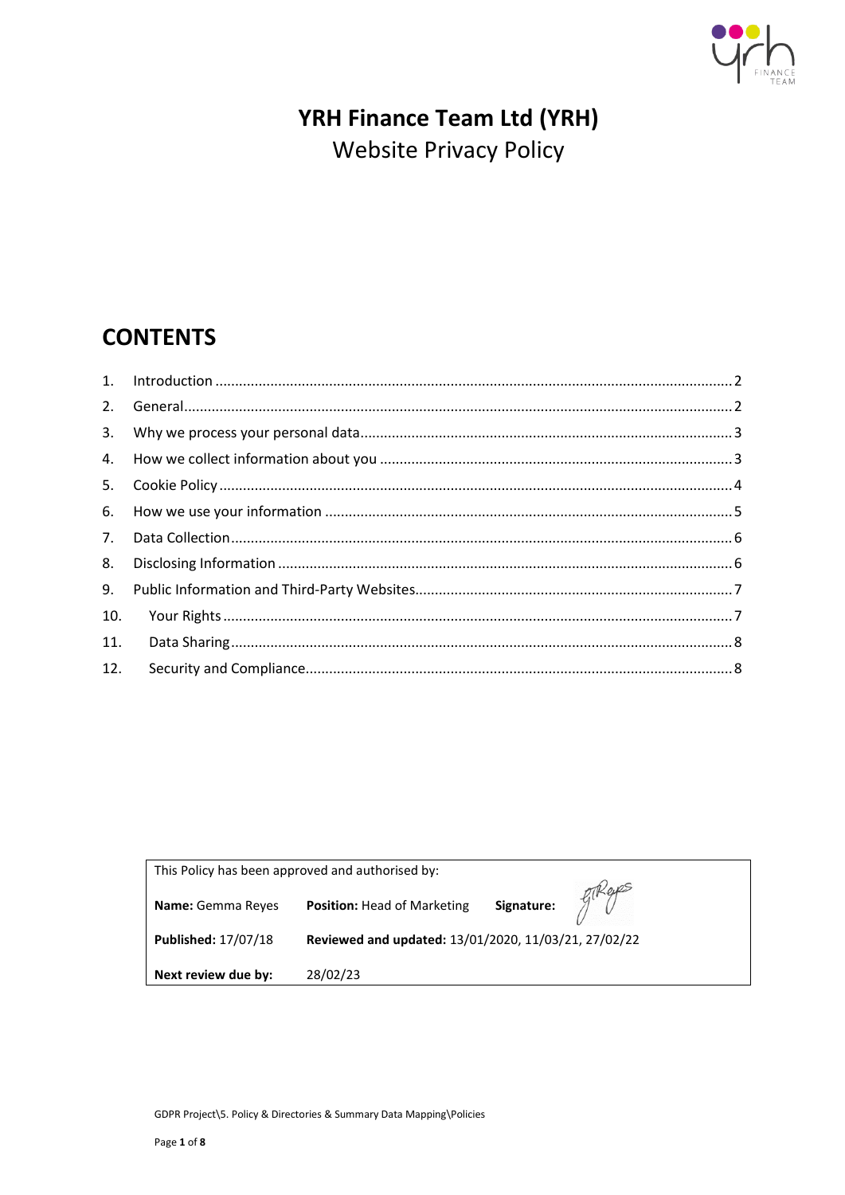# YRH Finance Team Ltd (YRH)

Website Privacy Policy

## CONTENTS

1. Introduction .......... 2
2. General .......... 2
3. Why we process your personal data .......... 3
4. How we collect information about you .......... 3
5. Cookie Policy .......... 4
6. How we use your information .......... 5
7. Data Collection .......... 6
8. Disclosing Information .......... 6
9. Public Information and Third-Party Websites .......... 7
10. Your Rights .......... 7
11. Data Sharing .......... 8
12. Security and Compliance .......... 8

| This Policy has been approved and authorised by: | | |
|---|---|---|
| **Name:** Gemma Reyes | **Position:** Head of Marketing | **Signature:** |
| **Published:** 17/07/18 | **Reviewed and updated:** 13/01/2020, 11/03/21, 27/02/22 | |
| **Next review due by:** | 28/02/23 | |

GDPR Project\5. Policy & Directories & Summary Data Mapping\Policies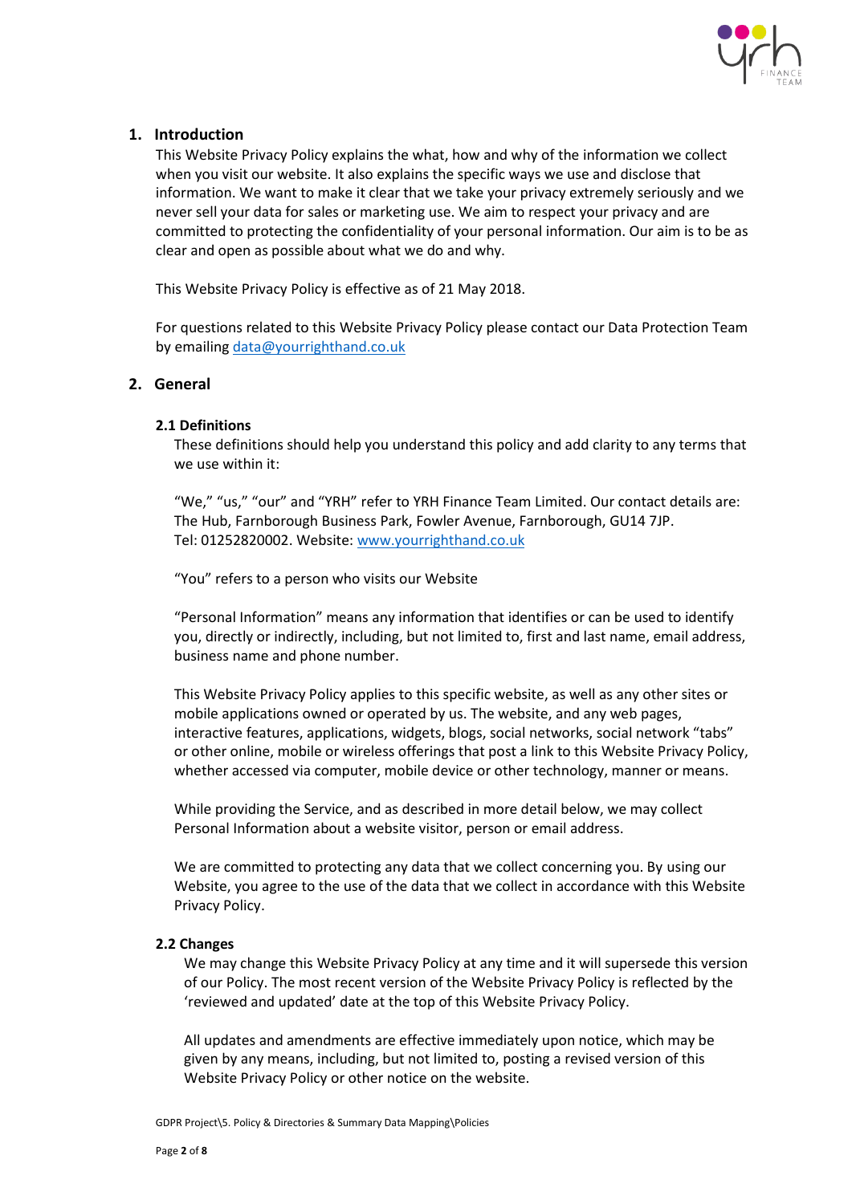## 1. Introduction

This Website Privacy Policy explains the what, how and why of the information we collect when you visit our website. It also explains the specific ways we use and disclose that information. We want to make it clear that we take your privacy extremely seriously and we never sell your data for sales or marketing use. We aim to respect your privacy and are committed to protecting the confidentiality of your personal information. Our aim is to be as clear and open as possible about what we do and why.

This Website Privacy Policy is effective as of 21 May 2018.

For questions related to this Website Privacy Policy please contact our Data Protection Team by emailing [data@yourrighthand.co.uk](mailto:data@yourrighthand.co.uk)

## 2. General

### 2.1 Definitions

These definitions should help you understand this policy and add clarity to any terms that we use within it:

"We," "us," "our" and "YRH" refer to YRH Finance Team Limited. Our contact details are: The Hub, Farnborough Business Park, Fowler Avenue, Farnborough, GU14 7JP.
Tel: 01252820002. Website: [www.yourrighthand.co.uk](http://www.yourrighthand.co.uk)

"You" refers to a person who visits our Website

"Personal Information" means any information that identifies or can be used to identify you, directly or indirectly, including, but not limited to, first and last name, email address, business name and phone number.

This Website Privacy Policy applies to this specific website, as well as any other sites or mobile applications owned or operated by us. The website, and any web pages, interactive features, applications, widgets, blogs, social networks, social network "tabs" or other online, mobile or wireless offerings that post a link to this Website Privacy Policy, whether accessed via computer, mobile device or other technology, manner or means.

While providing the Service, and as described in more detail below, we may collect Personal Information about a website visitor, person or email address.

We are committed to protecting any data that we collect concerning you. By using our Website, you agree to the use of the data that we collect in accordance with this Website Privacy Policy.

### 2.2 Changes

We may change this Website Privacy Policy at any time and it will supersede this version of our Policy. The most recent version of the Website Privacy Policy is reflected by the 'reviewed and updated' date at the top of this Website Privacy Policy.

All updates and amendments are effective immediately upon notice, which may be given by any means, including, but not limited to, posting a revised version of this Website Privacy Policy or other notice on the website.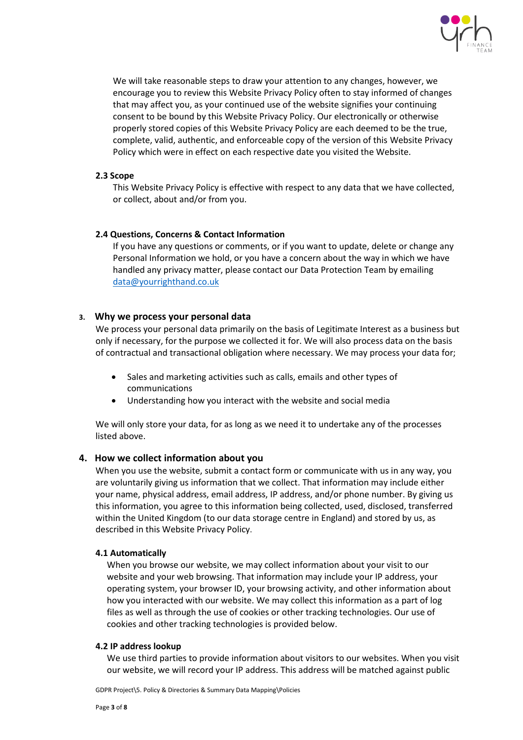We will take reasonable steps to draw your attention to any changes, however, we encourage you to review this Website Privacy Policy often to stay informed of changes that may affect you, as your continued use of the website signifies your continuing consent to be bound by this Website Privacy Policy. Our electronically or otherwise properly stored copies of this Website Privacy Policy are each deemed to be the true, complete, valid, authentic, and enforceable copy of the version of this Website Privacy Policy which were in effect on each respective date you visited the Website.

### 2.3 Scope

This Website Privacy Policy is effective with respect to any data that we have collected, or collect, about and/or from you.

### 2.4 Questions, Concerns & Contact Information

If you have any questions or comments, or if you want to update, delete or change any Personal Information we hold, or you have a concern about the way in which we have handled any privacy matter, please contact our Data Protection Team by emailing [data@yourrighthand.co.uk](mailto:data@yourrighthand.co.uk)

## 3. Why we process your personal data

We process your personal data primarily on the basis of Legitimate Interest as a business but only if necessary, for the purpose we collected it for. We will also process data on the basis of contractual and transactional obligation where necessary. We may process your data for;

- Sales and marketing activities such as calls, emails and other types of communications
- Understanding how you interact with the website and social media

We will only store your data, for as long as we need it to undertake any of the processes listed above.

## 4. How we collect information about you

When you use the website, submit a contact form or communicate with us in any way, you are voluntarily giving us information that we collect. That information may include either your name, physical address, email address, IP address, and/or phone number. By giving us this information, you agree to this information being collected, used, disclosed, transferred within the United Kingdom (to our data storage centre in England) and stored by us, as described in this Website Privacy Policy.

### 4.1 Automatically

When you browse our website, we may collect information about your visit to our website and your web browsing. That information may include your IP address, your operating system, your browser ID, your browsing activity, and other information about how you interacted with our website. We may collect this information as a part of log files as well as through the use of cookies or other tracking technologies. Our use of cookies and other tracking technologies is provided below.

### 4.2 IP address lookup

We use third parties to provide information about visitors to our websites. When you visit our website, we will record your IP address. This address will be matched against public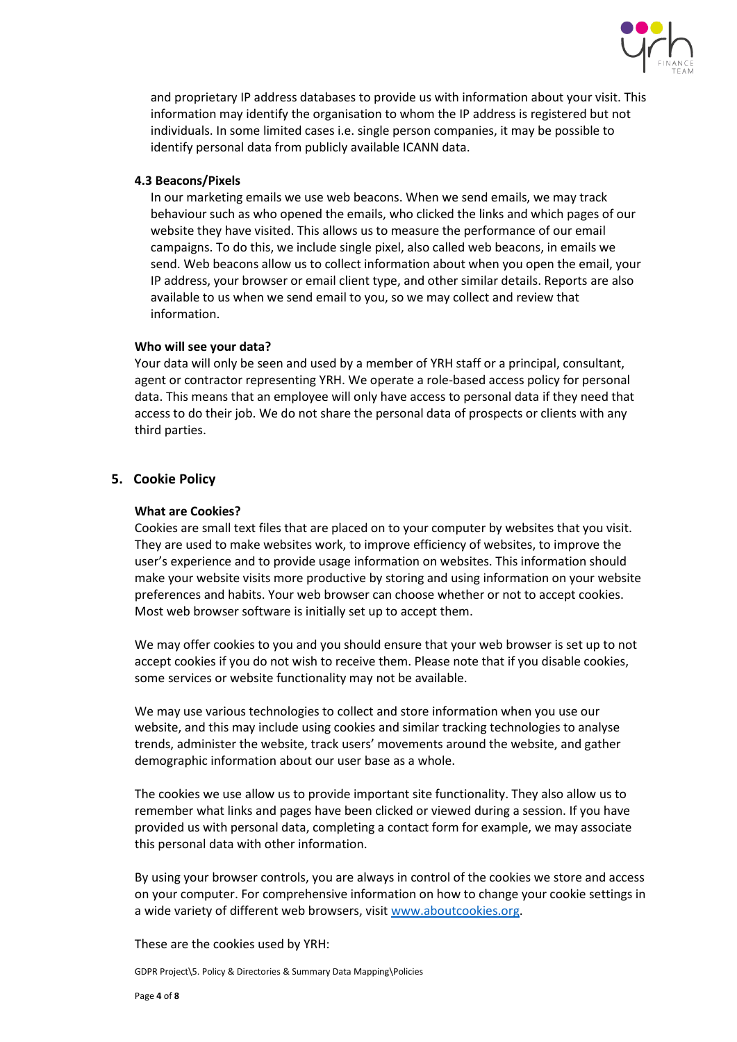and proprietary IP address databases to provide us with information about your visit. This information may identify the organisation to whom the IP address is registered but not individuals. In some limited cases i.e. single person companies, it may be possible to identify personal data from publicly available ICANN data.

### 4.3 Beacons/Pixels

In our marketing emails we use web beacons. When we send emails, we may track behaviour such as who opened the emails, who clicked the links and which pages of our website they have visited. This allows us to measure the performance of our email campaigns. To do this, we include single pixel, also called web beacons, in emails we send. Web beacons allow us to collect information about when you open the email, your IP address, your browser or email client type, and other similar details. Reports are also available to us when we send email to you, so we may collect and review that information.

### Who will see your data?

Your data will only be seen and used by a member of YRH staff or a principal, consultant, agent or contractor representing YRH. We operate a role-based access policy for personal data. This means that an employee will only have access to personal data if they need that access to do their job. We do not share the personal data of prospects or clients with any third parties.

## 5. Cookie Policy

### What are Cookies?

Cookies are small text files that are placed on to your computer by websites that you visit. They are used to make websites work, to improve efficiency of websites, to improve the user's experience and to provide usage information on websites. This information should make your website visits more productive by storing and using information on your website preferences and habits. Your web browser can choose whether or not to accept cookies. Most web browser software is initially set up to accept them.

We may offer cookies to you and you should ensure that your web browser is set up to not accept cookies if you do not wish to receive them. Please note that if you disable cookies, some services or website functionality may not be available.

We may use various technologies to collect and store information when you use our website, and this may include using cookies and similar tracking technologies to analyse trends, administer the website, track users' movements around the website, and gather demographic information about our user base as a whole.

The cookies we use allow us to provide important site functionality. They also allow us to remember what links and pages have been clicked or viewed during a session. If you have provided us with personal data, completing a contact form for example, we may associate this personal data with other information.

By using your browser controls, you are always in control of the cookies we store and access on your computer. For comprehensive information on how to change your cookie settings in a wide variety of different web browsers, visit [www.aboutcookies.org](www.aboutcookies.org).

These are the cookies used by YRH:

GDPR Project\5. Policy & Directories & Summary Data Mapping\Policies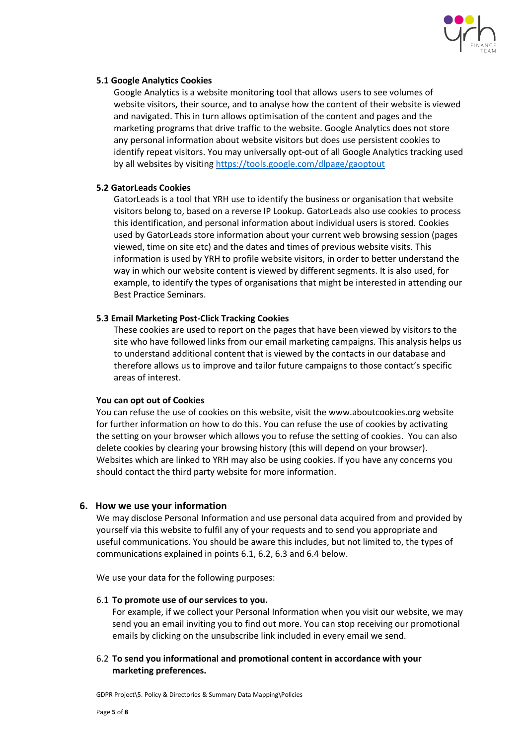### 5.1 Google Analytics Cookies

Google Analytics is a website monitoring tool that allows users to see volumes of website visitors, their source, and to analyse how the content of their website is viewed and navigated. This in turn allows optimisation of the content and pages and the marketing programs that drive traffic to the website. Google Analytics does not store any personal information about website visitors but does use persistent cookies to identify repeat visitors. You may universally opt-out of all Google Analytics tracking used by all websites by visiting https://tools.google.com/dlpage/gaoptout

### 5.2 GatorLeads Cookies

GatorLeads is a tool that YRH use to identify the business or organisation that website visitors belong to, based on a reverse IP Lookup. GatorLeads also use cookies to process this identification, and personal information about individual users is stored. Cookies used by GatorLeads store information about your current web browsing session (pages viewed, time on site etc) and the dates and times of previous website visits. This information is used by YRH to profile website visitors, in order to better understand the way in which our website content is viewed by different segments. It is also used, for example, to identify the types of organisations that might be interested in attending our Best Practice Seminars.

### 5.3 Email Marketing Post-Click Tracking Cookies

These cookies are used to report on the pages that have been viewed by visitors to the site who have followed links from our email marketing campaigns. This analysis helps us to understand additional content that is viewed by the contacts in our database and therefore allows us to improve and tailor future campaigns to those contact's specific areas of interest.

**You can opt out of Cookies**

You can refuse the use of cookies on this website, visit the www.aboutcookies.org website for further information on how to do this. You can refuse the use of cookies by activating the setting on your browser which allows you to refuse the setting of cookies. You can also delete cookies by clearing your browsing history (this will depend on your browser). Websites which are linked to YRH may also be using cookies. If you have any concerns you should contact the third party website for more information.

## 6. How we use your information

We may disclose Personal Information and use personal data acquired from and provided by yourself via this website to fulfil any of your requests and to send you appropriate and useful communications. You should be aware this includes, but not limited to, the types of communications explained in points 6.1, 6.2, 6.3 and 6.4 below.

We use your data for the following purposes:

6.1 **To promote use of our services to you.**

For example, if we collect your Personal Information when you visit our website, we may send you an email inviting you to find out more. You can stop receiving our promotional emails by clicking on the unsubscribe link included in every email we send.

6.2 **To send you informational and promotional content in accordance with your marketing preferences.**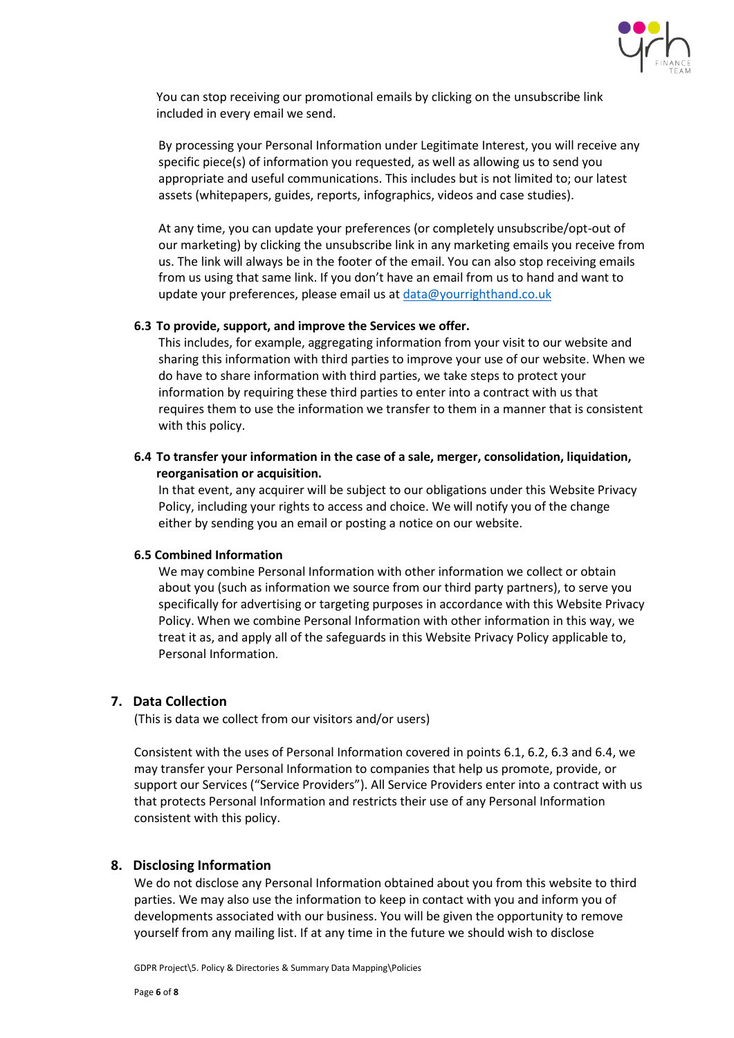You can stop receiving our promotional emails by clicking on the unsubscribe link included in every email we send.

By processing your Personal Information under Legitimate Interest, you will receive any specific piece(s) of information you requested, as well as allowing us to send you appropriate and useful communications. This includes but is not limited to; our latest assets (whitepapers, guides, reports, infographics, videos and case studies).

At any time, you can update your preferences (or completely unsubscribe/opt-out of our marketing) by clicking the unsubscribe link in any marketing emails you receive from us. The link will always be in the footer of the email. You can also stop receiving emails from us using that same link. If you don't have an email from us to hand and want to update your preferences, please email us at [data@yourrighthand.co.uk](mailto:data@yourrighthand.co.uk)

**6.3 To provide, support, and improve the Services we offer.**

This includes, for example, aggregating information from your visit to our website and sharing this information with third parties to improve your use of our website. When we do have to share information with third parties, we take steps to protect your information by requiring these third parties to enter into a contract with us that requires them to use the information we transfer to them in a manner that is consistent with this policy.

**6.4 To transfer your information in the case of a sale, merger, consolidation, liquidation, reorganisation or acquisition.**

In that event, any acquirer will be subject to our obligations under this Website Privacy Policy, including your rights to access and choice. We will notify you of the change either by sending you an email or posting a notice on our website.

**6.5 Combined Information**

We may combine Personal Information with other information we collect or obtain about you (such as information we source from our third party partners), to serve you specifically for advertising or targeting purposes in accordance with this Website Privacy Policy. When we combine Personal Information with other information in this way, we treat it as, and apply all of the safeguards in this Website Privacy Policy applicable to, Personal Information.

## 7. Data Collection

(This is data we collect from our visitors and/or users)

Consistent with the uses of Personal Information covered in points 6.1, 6.2, 6.3 and 6.4, we may transfer your Personal Information to companies that help us promote, provide, or support our Services ("Service Providers"). All Service Providers enter into a contract with us that protects Personal Information and restricts their use of any Personal Information consistent with this policy.

## 8. Disclosing Information

We do not disclose any Personal Information obtained about you from this website to third parties. We may also use the information to keep in contact with you and inform you of developments associated with our business. You will be given the opportunity to remove yourself from any mailing list. If at any time in the future we should wish to disclose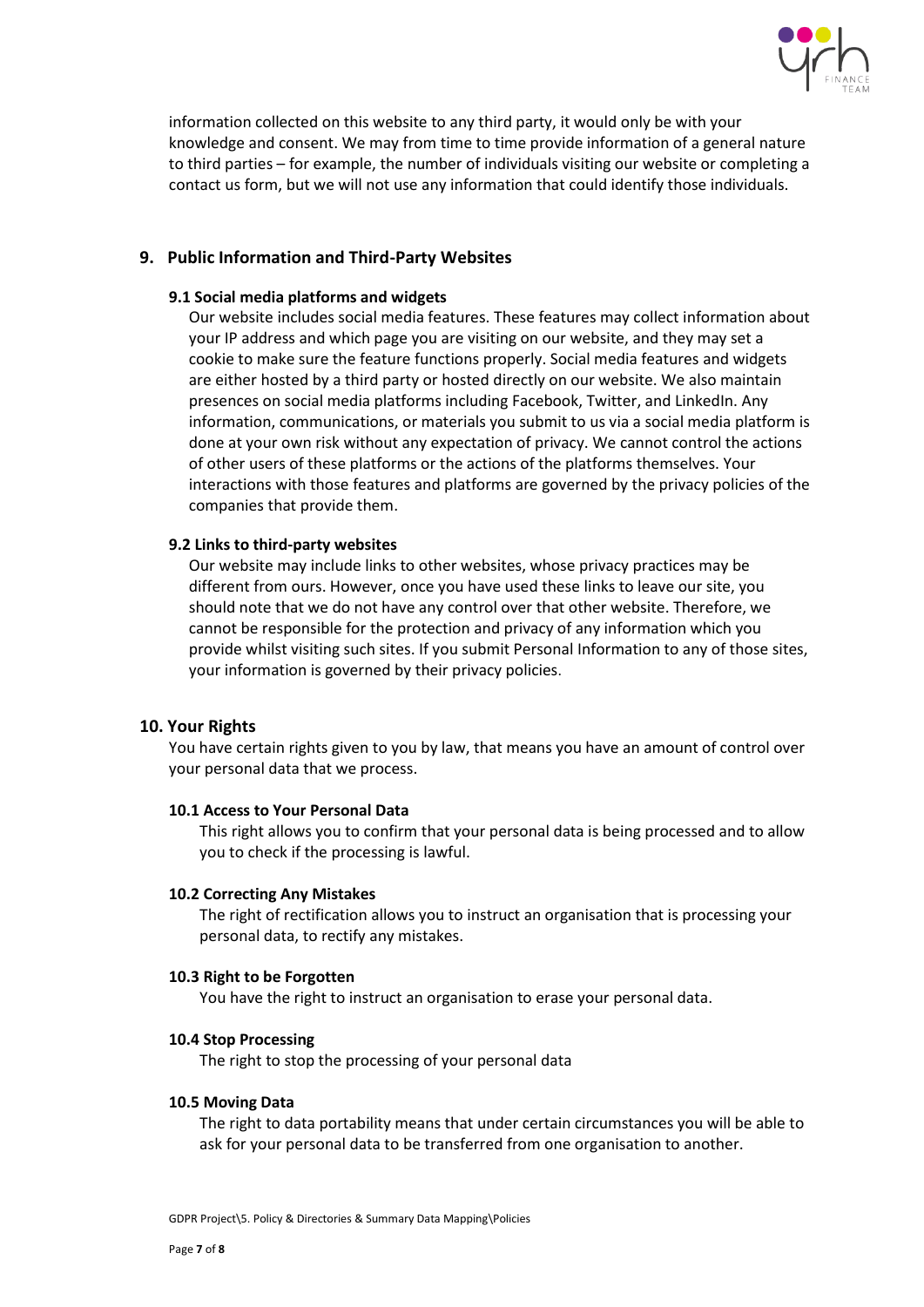information collected on this website to any third party, it would only be with your knowledge and consent. We may from time to time provide information of a general nature to third parties – for example, the number of individuals visiting our website or completing a contact us form, but we will not use any information that could identify those individuals.

## 9. Public Information and Third-Party Websites

### 9.1 Social media platforms and widgets

Our website includes social media features. These features may collect information about your IP address and which page you are visiting on our website, and they may set a cookie to make sure the feature functions properly. Social media features and widgets are either hosted by a third party or hosted directly on our website. We also maintain presences on social media platforms including Facebook, Twitter, and LinkedIn. Any information, communications, or materials you submit to us via a social media platform is done at your own risk without any expectation of privacy. We cannot control the actions of other users of these platforms or the actions of the platforms themselves. Your interactions with those features and platforms are governed by the privacy policies of the companies that provide them.

### 9.2 Links to third-party websites

Our website may include links to other websites, whose privacy practices may be different from ours. However, once you have used these links to leave our site, you should note that we do not have any control over that other website. Therefore, we cannot be responsible for the protection and privacy of any information which you provide whilst visiting such sites. If you submit Personal Information to any of those sites, your information is governed by their privacy policies.

## 10. Your Rights

You have certain rights given to you by law, that means you have an amount of control over your personal data that we process.

### 10.1 Access to Your Personal Data

This right allows you to confirm that your personal data is being processed and to allow you to check if the processing is lawful.

### 10.2 Correcting Any Mistakes

The right of rectification allows you to instruct an organisation that is processing your personal data, to rectify any mistakes.

### 10.3 Right to be Forgotten

You have the right to instruct an organisation to erase your personal data.

### 10.4 Stop Processing

The right to stop the processing of your personal data

### 10.5 Moving Data

The right to data portability means that under certain circumstances you will be able to ask for your personal data to be transferred from one organisation to another.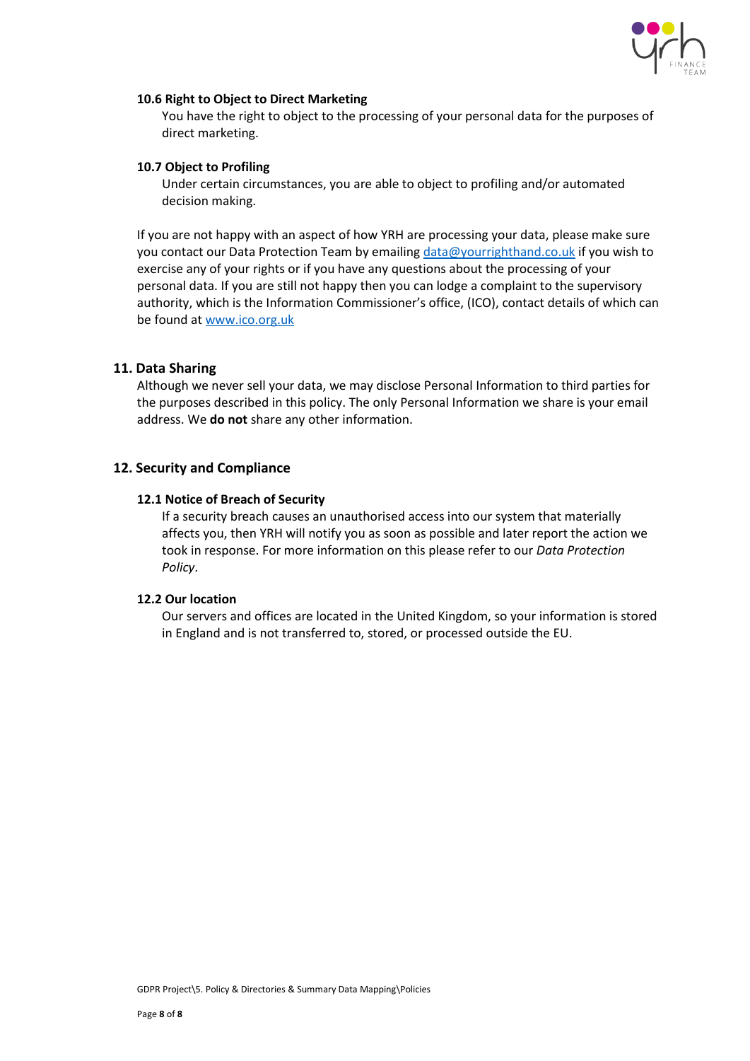### 10.6 Right to Object to Direct Marketing

You have the right to object to the processing of your personal data for the purposes of direct marketing.

### 10.7 Object to Profiling

Under certain circumstances, you are able to object to profiling and/or automated decision making.

If you are not happy with an aspect of how YRH are processing your data, please make sure you contact our Data Protection Team by emailing data@yourrighthand.co.uk if you wish to exercise any of your rights or if you have any questions about the processing of your personal data. If you are still not happy then you can lodge a complaint to the supervisory authority, which is the Information Commissioner's office, (ICO), contact details of which can be found at www.ico.org.uk

## 11. Data Sharing

Although we never sell your data, we may disclose Personal Information to third parties for the purposes described in this policy. The only Personal Information we share is your email address. We **do not** share any other information.

## 12. Security and Compliance

### 12.1 Notice of Breach of Security

If a security breach causes an unauthorised access into our system that materially affects you, then YRH will notify you as soon as possible and later report the action we took in response. For more information on this please refer to our *Data Protection Policy*.

### 12.2 Our location

Our servers and offices are located in the United Kingdom, so your information is stored in England and is not transferred to, stored, or processed outside the EU.